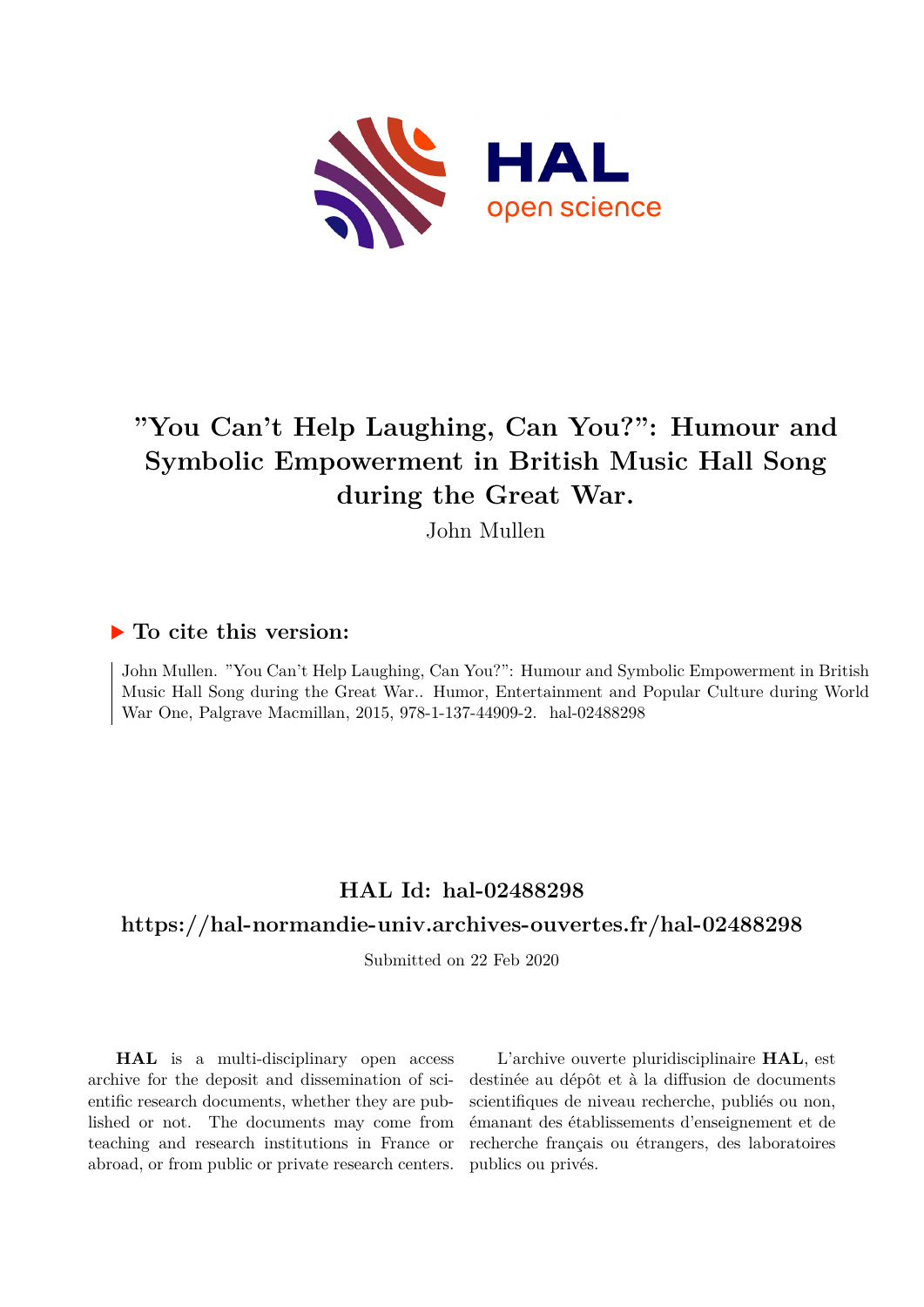# "You Can't Help Laughing, Can You?": Humour and Symbolic Empowerment in British Music Hall Song during the Great War.

John Mullen

## ▶ To cite this version:

John Mullen. "You Can't Help Laughing, Can You?": Humour and Symbolic Empowerment in British Music Hall Song during the Great War.. Humor, Entertainment and Popular Culture during World War One, Palgrave Macmillan, 2015, 978-1-137-44909-2. hal-02488298

## HAL Id: hal-02488298

## https://hal-normandie-univ.archives-ouvertes.fr/hal-02488298

Submitted on 22 Feb 2020

**HAL** is a multi-disciplinary open access archive for the deposit and dissemination of scientific research documents, whether they are published or not. The documents may come from teaching and research institutions in France or abroad, or from public or private research centers.

L'archive ouverte pluridisciplinaire **HAL**, est destinée au dépôt et à la diffusion de documents scientifiques de niveau recherche, publiés ou non, émanant des établissements d'enseignement et de recherche français ou étrangers, des laboratoires publics ou privés.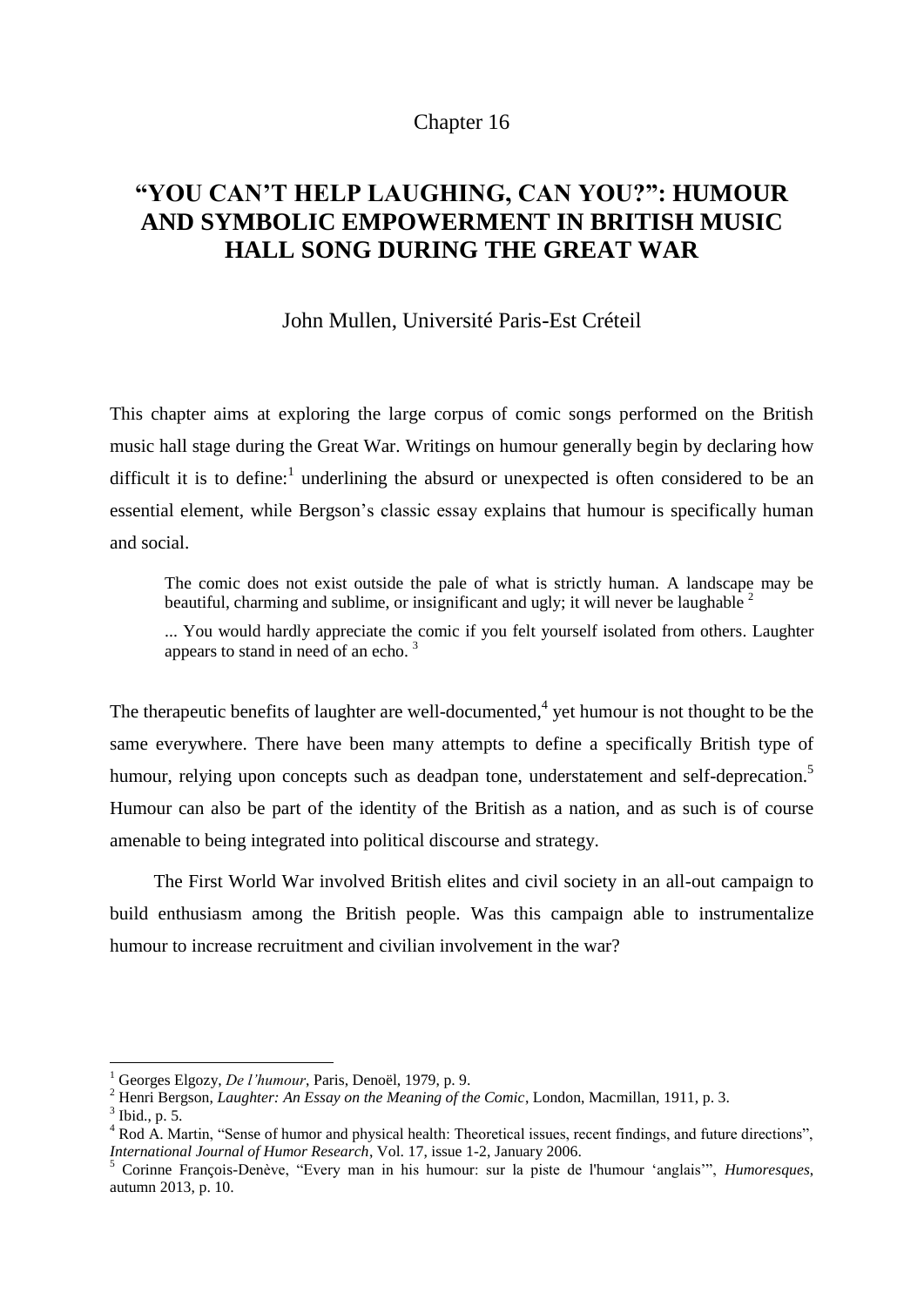Chapter 16

# "YOU CAN'T HELP LAUGHING, CAN YOU?": HUMOUR AND SYMBOLIC EMPOWERMENT IN BRITISH MUSIC HALL SONG DURING THE GREAT WAR

John Mullen, Université Paris-Est Créteil

This chapter aims at exploring the large corpus of comic songs performed on the British music hall stage during the Great War. Writings on humour generally begin by declaring how difficult it is to define:[1] underlining the absurd or unexpected is often considered to be an essential element, while Bergson's classic essay explains that humour is specifically human and social.

> The comic does not exist outside the pale of what is strictly human. A landscape may be beautiful, charming and sublime, or insignificant and ugly; it will never be laughable [2]
>
> ... You would hardly appreciate the comic if you felt yourself isolated from others. Laughter appears to stand in need of an echo. [3]

The therapeutic benefits of laughter are well-documented,[4] yet humour is not thought to be the same everywhere. There have been many attempts to define a specifically British type of humour, relying upon concepts such as deadpan tone, understatement and self-deprecation.[5] Humour can also be part of the identity of the British as a nation, and as such is of course amenable to being integrated into political discourse and strategy.

The First World War involved British elites and civil society in an all-out campaign to build enthusiasm among the British people. Was this campaign able to instrumentalize humour to increase recruitment and civilian involvement in the war?

---

[1] Georges Elgozy, *De l'humour*, Paris, Denoël, 1979, p. 9.

[2] Henri Bergson, *Laughter: An Essay on the Meaning of the Comic*, London, Macmillan, 1911, p. 3.

[3] Ibid., p. 5.

[4] Rod A. Martin, "Sense of humor and physical health: Theoretical issues, recent findings, and future directions", *International Journal of Humor Research*, Vol. 17, issue 1-2, January 2006.

[5] Corinne François-Denève, "Every man in his humour: sur la piste de l'humour 'anglais'", *Humoresques*, autumn 2013, p. 10.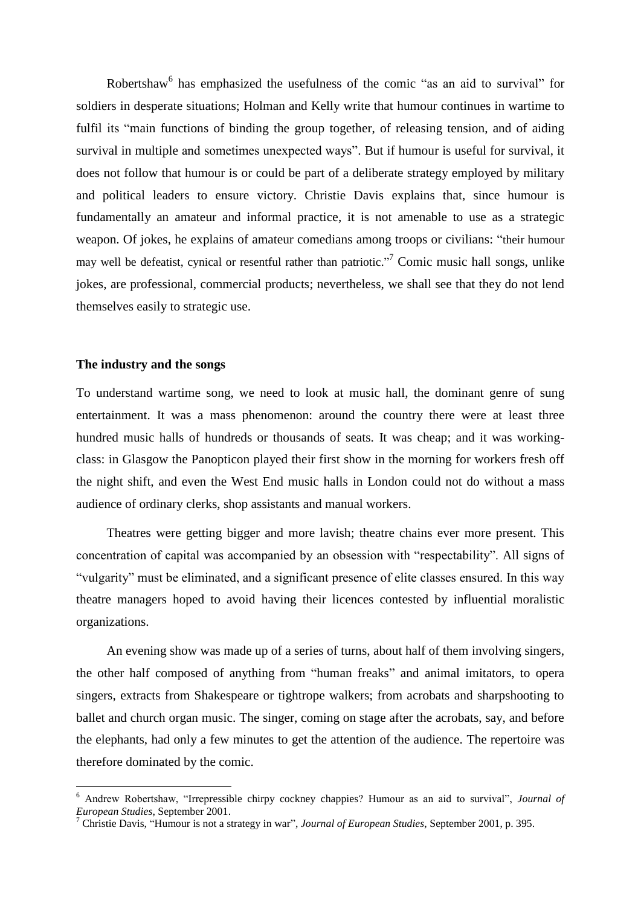Robertshaw[6] has emphasized the usefulness of the comic "as an aid to survival" for soldiers in desperate situations; Holman and Kelly write that humour continues in wartime to fulfil its "main functions of binding the group together, of releasing tension, and of aiding survival in multiple and sometimes unexpected ways". But if humour is useful for survival, it does not follow that humour is or could be part of a deliberate strategy employed by military and political leaders to ensure victory. Christie Davis explains that, since humour is fundamentally an amateur and informal practice, it is not amenable to use as a strategic weapon. Of jokes, he explains of amateur comedians among troops or civilians: "their humour may well be defeatist, cynical or resentful rather than patriotic."[7] Comic music hall songs, unlike jokes, are professional, commercial products; nevertheless, we shall see that they do not lend themselves easily to strategic use.

### The industry and the songs

To understand wartime song, we need to look at music hall, the dominant genre of sung entertainment. It was a mass phenomenon: around the country there were at least three hundred music halls of hundreds or thousands of seats. It was cheap; and it was working-class: in Glasgow the Panopticon played their first show in the morning for workers fresh off the night shift, and even the West End music halls in London could not do without a mass audience of ordinary clerks, shop assistants and manual workers.

Theatres were getting bigger and more lavish; theatre chains ever more present. This concentration of capital was accompanied by an obsession with "respectability". All signs of "vulgarity" must be eliminated, and a significant presence of elite classes ensured. In this way theatre managers hoped to avoid having their licences contested by influential moralistic organizations.

An evening show was made up of a series of turns, about half of them involving singers, the other half composed of anything from "human freaks" and animal imitators, to opera singers, extracts from Shakespeare or tightrope walkers; from acrobats and sharpshooting to ballet and church organ music. The singer, coming on stage after the acrobats, say, and before the elephants, had only a few minutes to get the attention of the audience. The repertoire was therefore dominated by the comic.

---

[6] Andrew Robertshaw, "Irrepressible chirpy cockney chappies? Humour as an aid to survival", *Journal of European Studies*, September 2001.

[7] Christie Davis, "Humour is not a strategy in war", *Journal of European Studies*, September 2001, p. 395.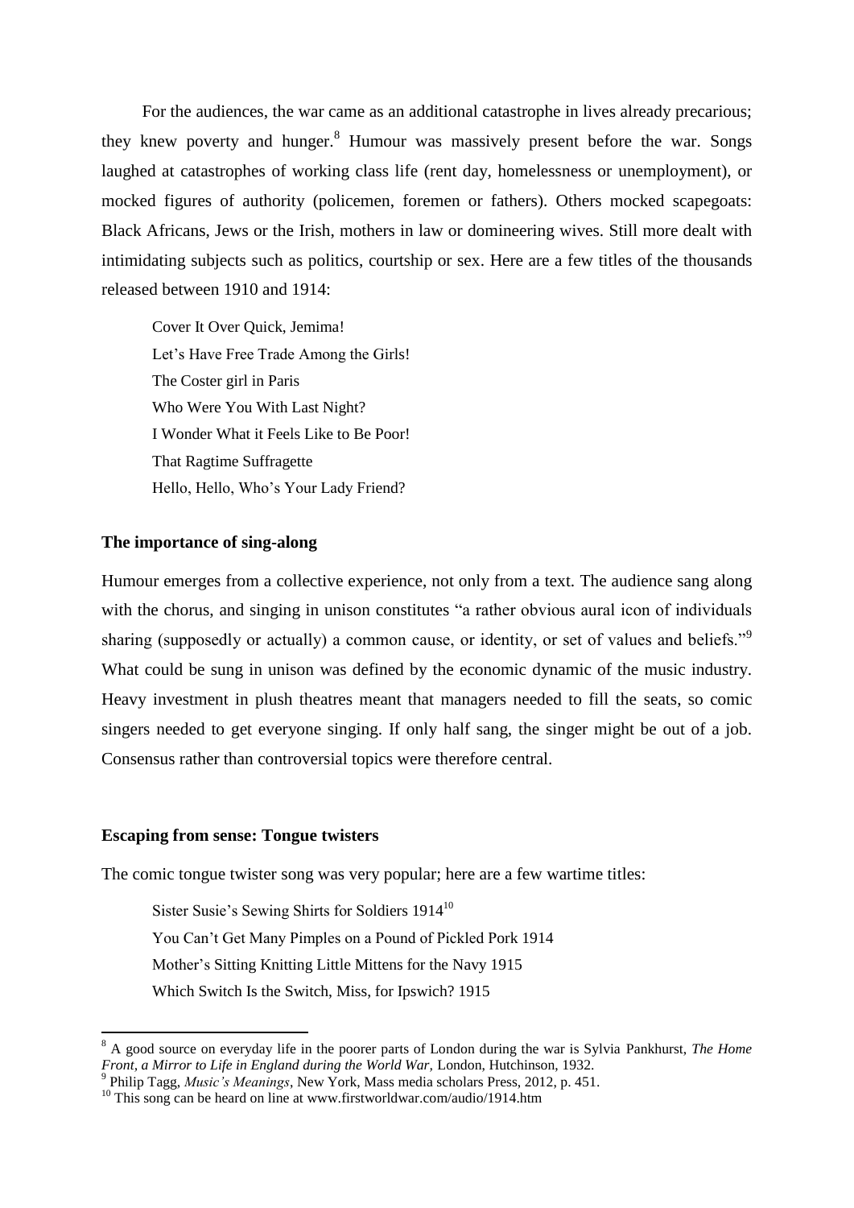For the audiences, the war came as an additional catastrophe in lives already precarious; they knew poverty and hunger.[8] Humour was massively present before the war. Songs laughed at catastrophes of working class life (rent day, homelessness or unemployment), or mocked figures of authority (policemen, foremen or fathers). Others mocked scapegoats: Black Africans, Jews or the Irish, mothers in law or domineering wives. Still more dealt with intimidating subjects such as politics, courtship or sex. Here are a few titles of the thousands released between 1910 and 1914:

Cover It Over Quick, Jemima!
Let's Have Free Trade Among the Girls!
The Coster girl in Paris
Who Were You With Last Night?
I Wonder What it Feels Like to Be Poor!
That Ragtime Suffragette
Hello, Hello, Who's Your Lady Friend?

**The importance of sing-along**

Humour emerges from a collective experience, not only from a text. The audience sang along with the chorus, and singing in unison constitutes "a rather obvious aural icon of individuals sharing (supposedly or actually) a common cause, or identity, or set of values and beliefs."[9] What could be sung in unison was defined by the economic dynamic of the music industry. Heavy investment in plush theatres meant that managers needed to fill the seats, so comic singers needed to get everyone singing. If only half sang, the singer might be out of a job. Consensus rather than controversial topics were therefore central.

**Escaping from sense: Tongue twisters**

The comic tongue twister song was very popular; here are a few wartime titles:

Sister Susie's Sewing Shirts for Soldiers 1914[10]
You Can't Get Many Pimples on a Pound of Pickled Pork 1914
Mother's Sitting Knitting Little Mittens for the Navy 1915
Which Switch Is the Switch, Miss, for Ipswich? 1915

---

[8] A good source on everyday life in the poorer parts of London during the war is Sylvia Pankhurst, *The Home Front, a Mirror to Life in England during the World War,* London, Hutchinson, 1932.

[9] Philip Tagg, *Music's Meanings*, New York, Mass media scholars Press, 2012, p. 451.

[10] This song can be heard on line at www.firstworldwar.com/audio/1914.htm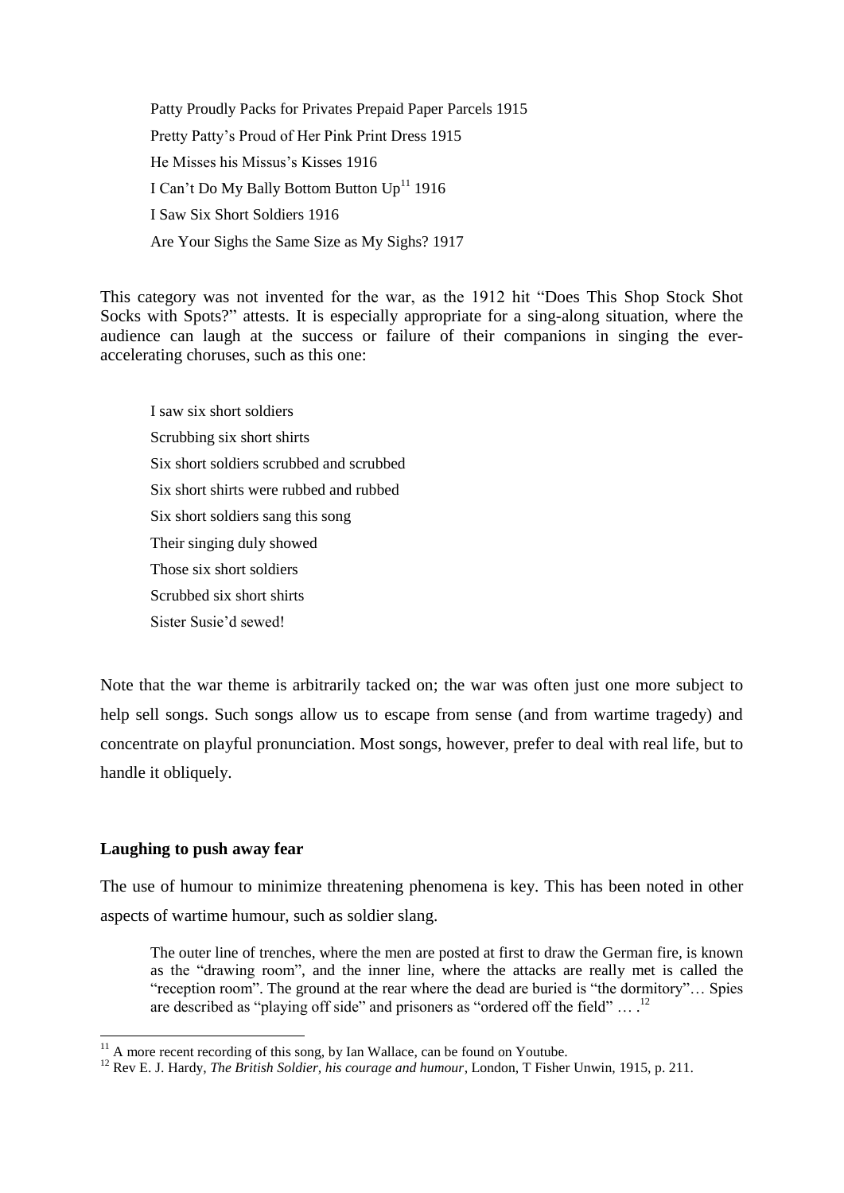Patty Proudly Packs for Privates Prepaid Paper Parcels 1915

Pretty Patty's Proud of Her Pink Print Dress 1915

He Misses his Missus's Kisses 1916

I Can't Do My Bally Bottom Button Up[11] 1916

I Saw Six Short Soldiers 1916

Are Your Sighs the Same Size as My Sighs? 1917

This category was not invented for the war, as the 1912 hit "Does This Shop Stock Shot Socks with Spots?" attests. It is especially appropriate for a sing-along situation, where the audience can laugh at the success or failure of their companions in singing the ever-accelerating choruses, such as this one:

I saw six short soldiers

Scrubbing six short shirts

Six short soldiers scrubbed and scrubbed

Six short shirts were rubbed and rubbed

Six short soldiers sang this song

Their singing duly showed

Those six short soldiers

Scrubbed six short shirts

Sister Susie'd sewed!

Note that the war theme is arbitrarily tacked on; the war was often just one more subject to help sell songs. Such songs allow us to escape from sense (and from wartime tragedy) and concentrate on playful pronunciation. Most songs, however, prefer to deal with real life, but to handle it obliquely.

### Laughing to push away fear

The use of humour to minimize threatening phenomena is key. This has been noted in other aspects of wartime humour, such as soldier slang.

> The outer line of trenches, where the men are posted at first to draw the German fire, is known as the "drawing room", and the inner line, where the attacks are really met is called the "reception room". The ground at the rear where the dead are buried is "the dormitory"… Spies are described as "playing off side" and prisoners as "ordered off the field" … .[12]

---

[11] A more recent recording of this song, by Ian Wallace, can be found on Youtube.

[12] Rev E. J. Hardy, *The British Soldier, his courage and humour*, London, T Fisher Unwin, 1915, p. 211.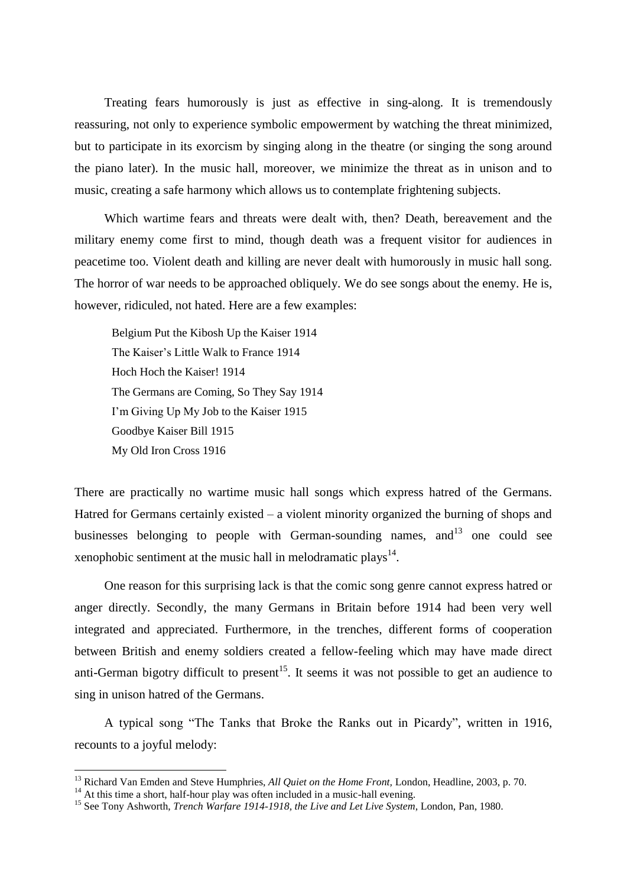Treating fears humorously is just as effective in sing-along. It is tremendously reassuring, not only to experience symbolic empowerment by watching the threat minimized, but to participate in its exorcism by singing along in the theatre (or singing the song around the piano later). In the music hall, moreover, we minimize the threat as in unison and to music, creating a safe harmony which allows us to contemplate frightening subjects.

Which wartime fears and threats were dealt with, then? Death, bereavement and the military enemy come first to mind, though death was a frequent visitor for audiences in peacetime too. Violent death and killing are never dealt with humorously in music hall song. The horror of war needs to be approached obliquely. We do see songs about the enemy. He is, however, ridiculed, not hated. Here are a few examples:

Belgium Put the Kibosh Up the Kaiser 1914
The Kaiser's Little Walk to France 1914
Hoch Hoch the Kaiser! 1914
The Germans are Coming, So They Say 1914
I'm Giving Up My Job to the Kaiser 1915
Goodbye Kaiser Bill 1915
My Old Iron Cross 1916

There are practically no wartime music hall songs which express hatred of the Germans. Hatred for Germans certainly existed – a violent minority organized the burning of shops and businesses belonging to people with German-sounding names, and[13] one could see xenophobic sentiment at the music hall in melodramatic plays[14].

One reason for this surprising lack is that the comic song genre cannot express hatred or anger directly. Secondly, the many Germans in Britain before 1914 had been very well integrated and appreciated. Furthermore, in the trenches, different forms of cooperation between British and enemy soldiers created a fellow-feeling which may have made direct anti-German bigotry difficult to present[15]. It seems it was not possible to get an audience to sing in unison hatred of the Germans.

A typical song "The Tanks that Broke the Ranks out in Picardy", written in 1916, recounts to a joyful melody:

---

[13] Richard Van Emden and Steve Humphries, *All Quiet on the Home Front*, London, Headline, 2003, p. 70.

[14] At this time a short, half-hour play was often included in a music-hall evening.

[15] See Tony Ashworth, *Trench Warfare 1914-1918, the Live and Let Live System*, London, Pan, 1980.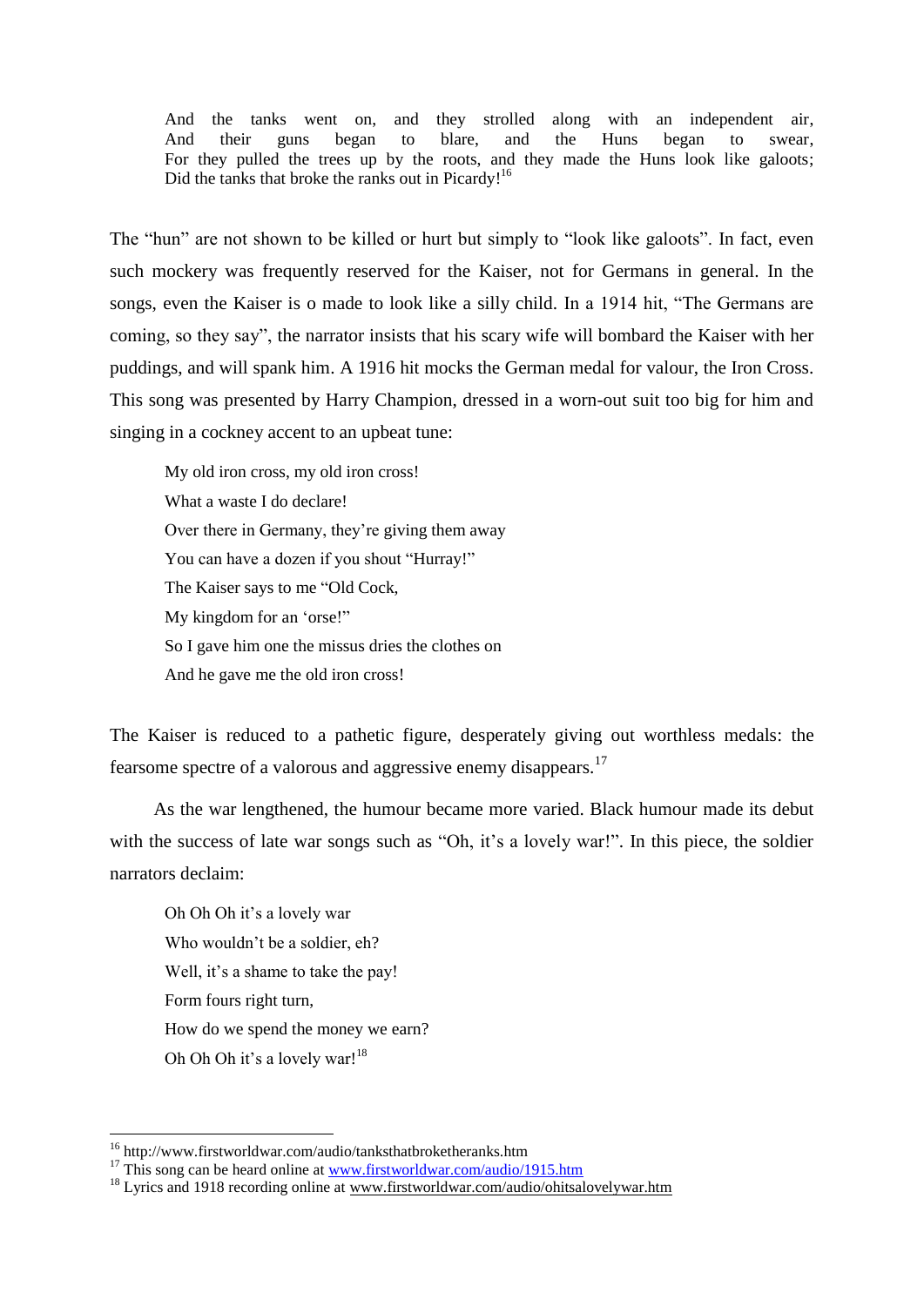> And the tanks went on, and they strolled along with an independent air,
> And their guns began to blare, and the Huns began to swear,
> For they pulled the trees up by the roots, and they made the Huns look like galoots;
> Did the tanks that broke the ranks out in Picardy![16]

The "hun" are not shown to be killed or hurt but simply to "look like galoots". In fact, even such mockery was frequently reserved for the Kaiser, not for Germans in general. In the songs, even the Kaiser is o made to look like a silly child. In a 1914 hit, "The Germans are coming, so they say", the narrator insists that his scary wife will bombard the Kaiser with her puddings, and will spank him. A 1916 hit mocks the German medal for valour, the Iron Cross. This song was presented by Harry Champion, dressed in a worn-out suit too big for him and singing in a cockney accent to an upbeat tune:

> My old iron cross, my old iron cross!
> What a waste I do declare!
> Over there in Germany, they're giving them away
> You can have a dozen if you shout "Hurray!"
> The Kaiser says to me "Old Cock,
> My kingdom for an 'orse!"
> So I gave him one the missus dries the clothes on
> And he gave me the old iron cross!

The Kaiser is reduced to a pathetic figure, desperately giving out worthless medals: the fearsome spectre of a valorous and aggressive enemy disappears.[17]

As the war lengthened, the humour became more varied. Black humour made its debut with the success of late war songs such as "Oh, it's a lovely war!". In this piece, the soldier narrators declaim:

> Oh Oh Oh it's a lovely war
> Who wouldn't be a soldier, eh?
> Well, it's a shame to take the pay!
> Form fours right turn,
> How do we spend the money we earn?
> Oh Oh Oh it's a lovely war![18]

---

[16] http://www.firstworldwar.com/audio/tanksthatbroketheranks.htm

[17] This song can be heard online at www.firstworldwar.com/audio/1915.htm

[18] Lyrics and 1918 recording online at www.firstworldwar.com/audio/ohitsalovelywar.htm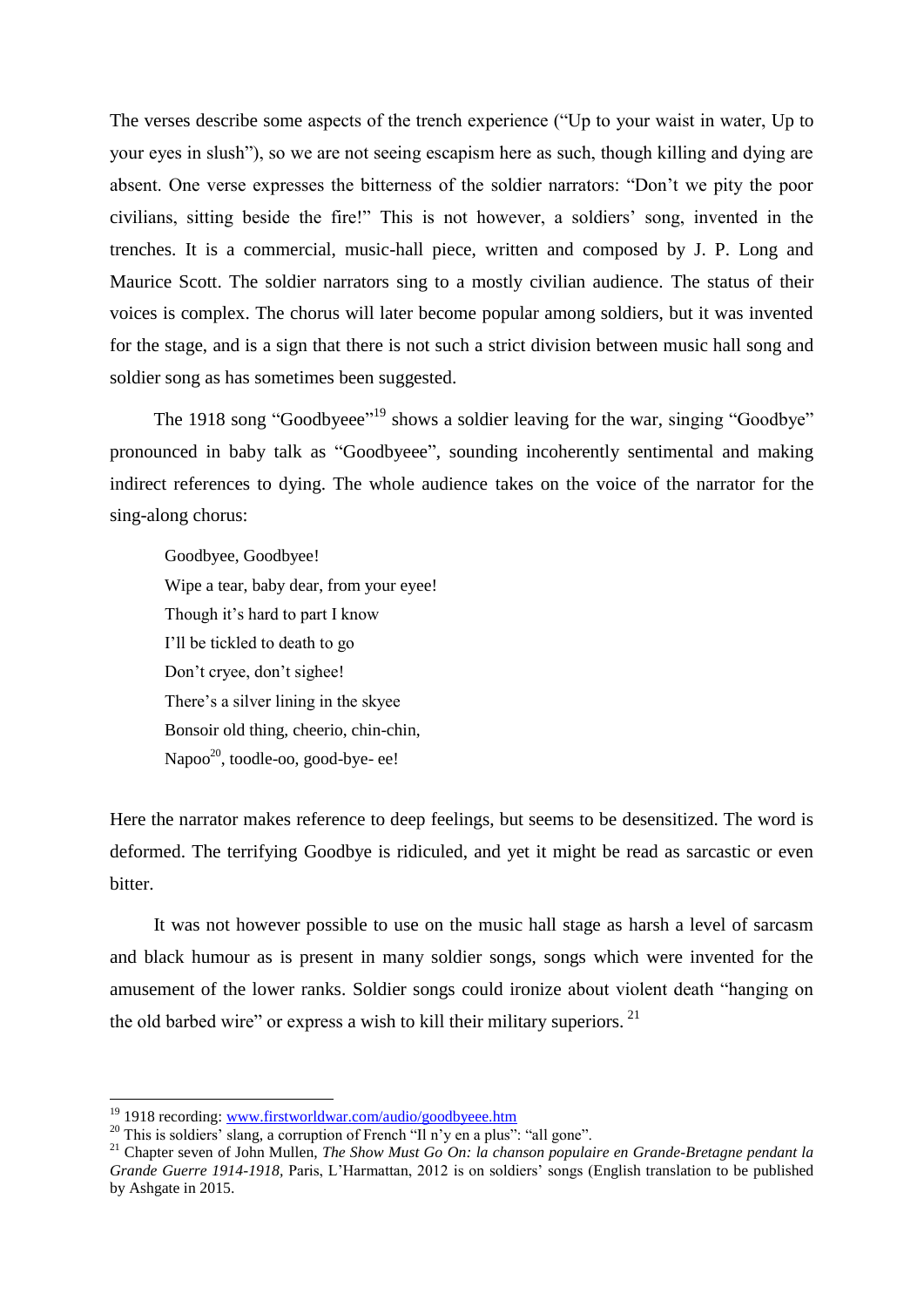The verses describe some aspects of the trench experience ("Up to your waist in water, Up to your eyes in slush"), so we are not seeing escapism here as such, though killing and dying are absent. One verse expresses the bitterness of the soldier narrators: "Don't we pity the poor civilians, sitting beside the fire!" This is not however, a soldiers' song, invented in the trenches. It is a commercial, music-hall piece, written and composed by J. P. Long and Maurice Scott. The soldier narrators sing to a mostly civilian audience. The status of their voices is complex. The chorus will later become popular among soldiers, but it was invented for the stage, and is a sign that there is not such a strict division between music hall song and soldier song as has sometimes been suggested.

The 1918 song "Goodbyeee"[19] shows a soldier leaving for the war, singing "Goodbye" pronounced in baby talk as "Goodbyeee", sounding incoherently sentimental and making indirect references to dying. The whole audience takes on the voice of the narrator for the sing-along chorus:

> Goodbyee, Goodbyee!
> Wipe a tear, baby dear, from your eyee!
> Though it's hard to part I know
> I'll be tickled to death to go
> Don't cryee, don't sighee!
> There's a silver lining in the skyee
> Bonsoir old thing, cheerio, chin-chin,
> Napoo[20], toodle-oo, good-bye- ee!

Here the narrator makes reference to deep feelings, but seems to be desensitized. The word is deformed. The terrifying Goodbye is ridiculed, and yet it might be read as sarcastic or even bitter.

It was not however possible to use on the music hall stage as harsh a level of sarcasm and black humour as is present in many soldier songs, songs which were invented for the amusement of the lower ranks. Soldier songs could ironize about violent death "hanging on the old barbed wire" or express a wish to kill their military superiors. [21]

---

[19] 1918 recording: www.firstworldwar.com/audio/goodbyeee.htm

[20] This is soldiers' slang, a corruption of French "Il n'y en a plus": "all gone".

[21] Chapter seven of John Mullen, *The Show Must Go On: la chanson populaire en Grande-Bretagne pendant la Grande Guerre 1914-1918*, Paris, L'Harmattan, 2012 is on soldiers' songs (English translation to be published by Ashgate in 2015.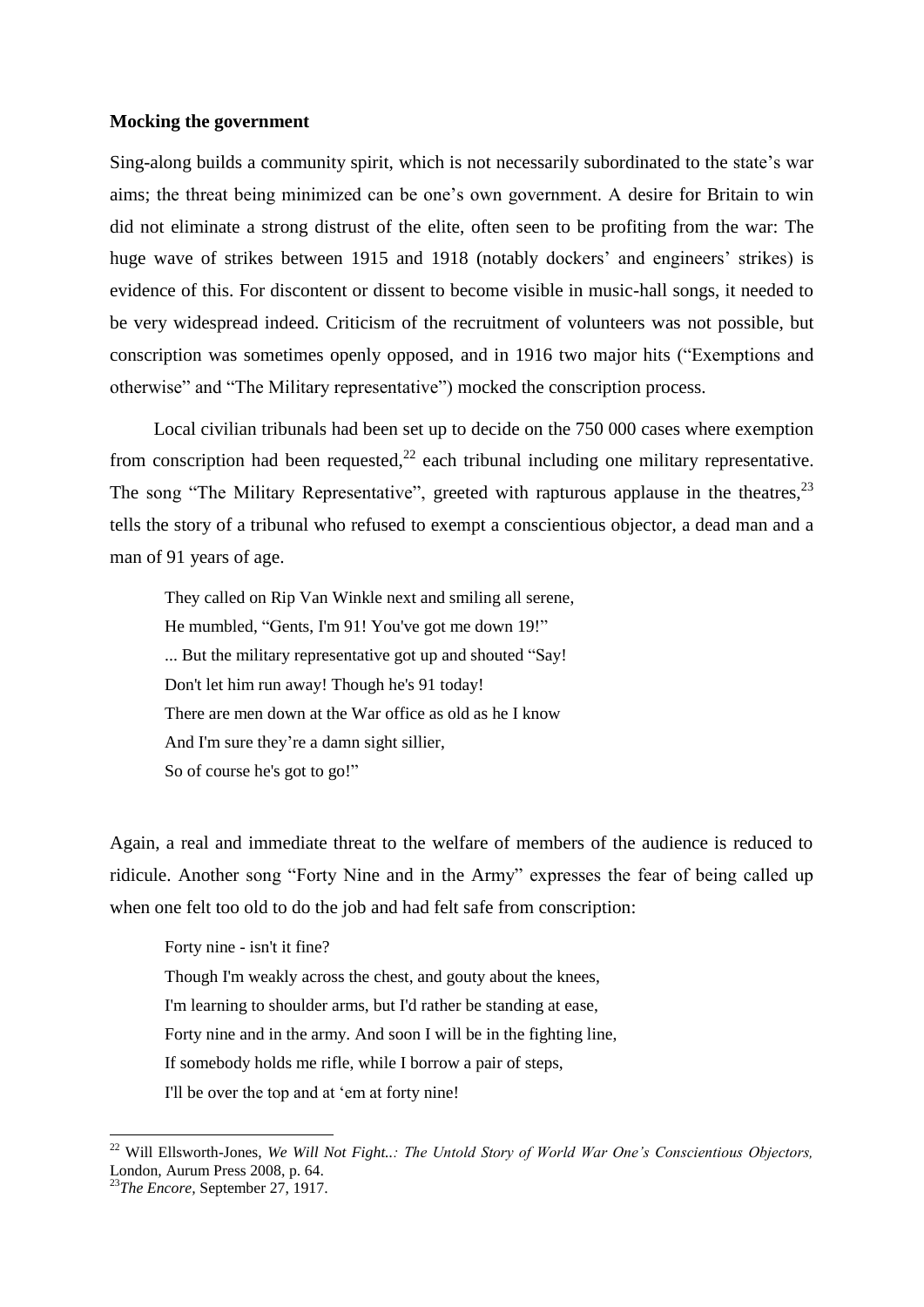**Mocking the government**

Sing-along builds a community spirit, which is not necessarily subordinated to the state's war aims; the threat being minimized can be one's own government. A desire for Britain to win did not eliminate a strong distrust of the elite, often seen to be profiting from the war: The huge wave of strikes between 1915 and 1918 (notably dockers' and engineers' strikes) is evidence of this. For discontent or dissent to become visible in music-hall songs, it needed to be very widespread indeed. Criticism of the recruitment of volunteers was not possible, but conscription was sometimes openly opposed, and in 1916 two major hits ("Exemptions and otherwise" and "The Military representative") mocked the conscription process.

Local civilian tribunals had been set up to decide on the 750 000 cases where exemption from conscription had been requested,[22] each tribunal including one military representative. The song "The Military Representative", greeted with rapturous applause in the theatres,[23] tells the story of a tribunal who refused to exempt a conscientious objector, a dead man and a man of 91 years of age.

> They called on Rip Van Winkle next and smiling all serene,
> He mumbled, "Gents, I'm 91! You've got me down 19!"
> ... But the military representative got up and shouted "Say!
> Don't let him run away! Though he's 91 today!
> There are men down at the War office as old as he I know
> And I'm sure they're a damn sight sillier,
> So of course he's got to go!"

Again, a real and immediate threat to the welfare of members of the audience is reduced to ridicule. Another song "Forty Nine and in the Army" expresses the fear of being called up when one felt too old to do the job and had felt safe from conscription:

> Forty nine - isn't it fine?
> Though I'm weakly across the chest, and gouty about the knees,
> I'm learning to shoulder arms, but I'd rather be standing at ease,
> Forty nine and in the army. And soon I will be in the fighting line,
> If somebody holds me rifle, while I borrow a pair of steps,
> I'll be over the top and at 'em at forty nine!

---

[22] Will Ellsworth-Jones, *We Will Not Fight..: The Untold Story of World War One's Conscientious Objectors,* London, Aurum Press 2008, p. 64.

[23] *The Encore*, September 27, 1917.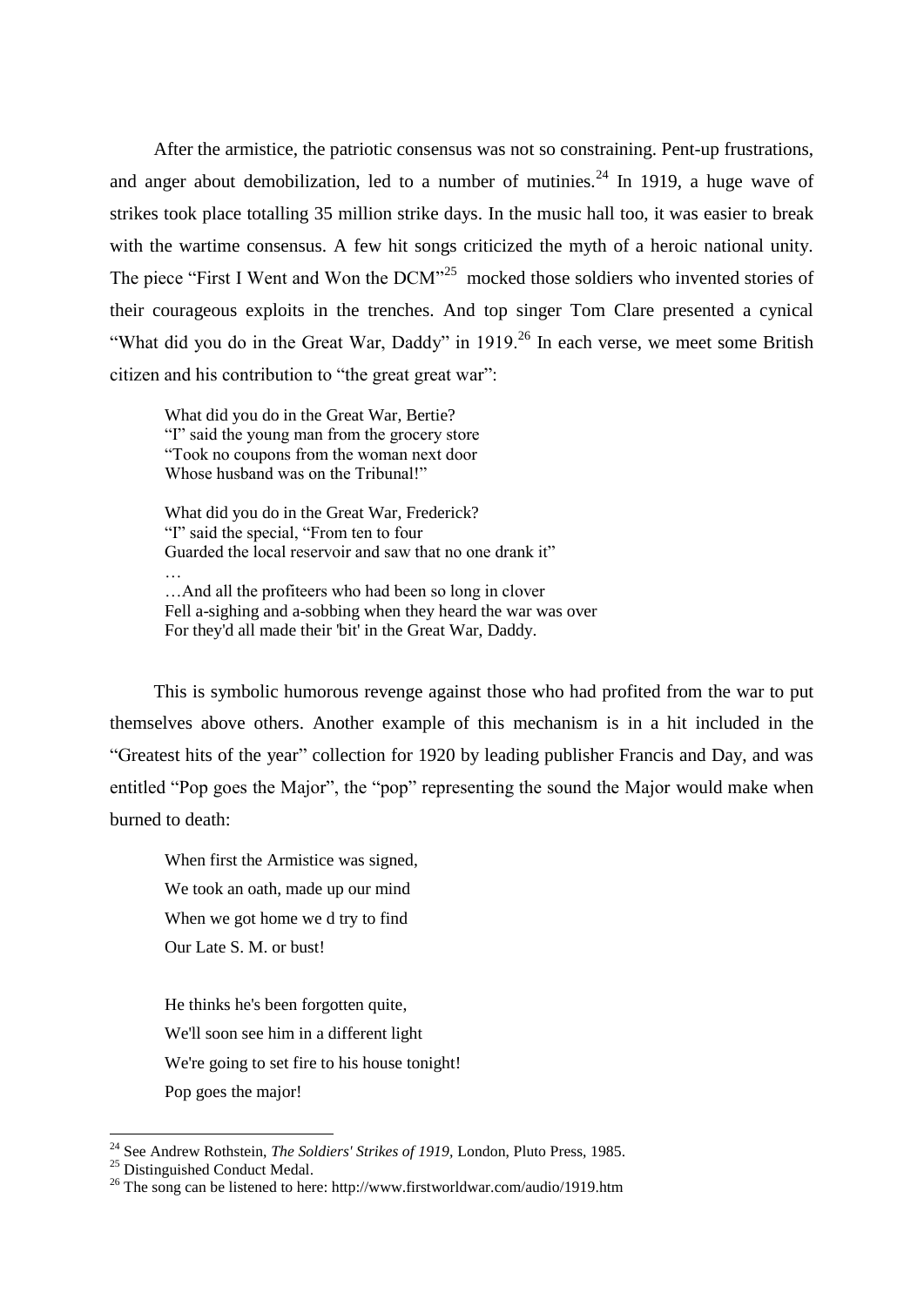After the armistice, the patriotic consensus was not so constraining. Pent-up frustrations, and anger about demobilization, led to a number of mutinies.[24] In 1919, a huge wave of strikes took place totalling 35 million strike days. In the music hall too, it was easier to break with the wartime consensus. A few hit songs criticized the myth of a heroic national unity. The piece "First I Went and Won the DCM"[25] mocked those soldiers who invented stories of their courageous exploits in the trenches. And top singer Tom Clare presented a cynical "What did you do in the Great War, Daddy" in 1919.[26] In each verse, we meet some British citizen and his contribution to "the great great war":

> What did you do in the Great War, Bertie?
> "I" said the young man from the grocery store
> "Took no coupons from the woman next door
> Whose husband was on the Tribunal!"
>
> What did you do in the Great War, Frederick?
> "I" said the special, "From ten to four
> Guarded the local reservoir and saw that no one drank it"
> …
> …And all the profiteers who had been so long in clover
> Fell a-sighing and a-sobbing when they heard the war was over
> For they'd all made their 'bit' in the Great War, Daddy.

This is symbolic humorous revenge against those who had profited from the war to put themselves above others. Another example of this mechanism is in a hit included in the "Greatest hits of the year" collection for 1920 by leading publisher Francis and Day, and was entitled "Pop goes the Major", the "pop" representing the sound the Major would make when burned to death:

> When first the Armistice was signed,
> We took an oath, made up our mind
> When we got home we d try to find
> Our Late S. M. or bust!
>
> He thinks he's been forgotten quite,
> We'll soon see him in a different light
> We're going to set fire to his house tonight!
> Pop goes the major!

---

[24] See Andrew Rothstein, *The Soldiers' Strikes of 1919*, London, Pluto Press, 1985.

[25] Distinguished Conduct Medal.

[26] The song can be listened to here: http://www.firstworldwar.com/audio/1919.htm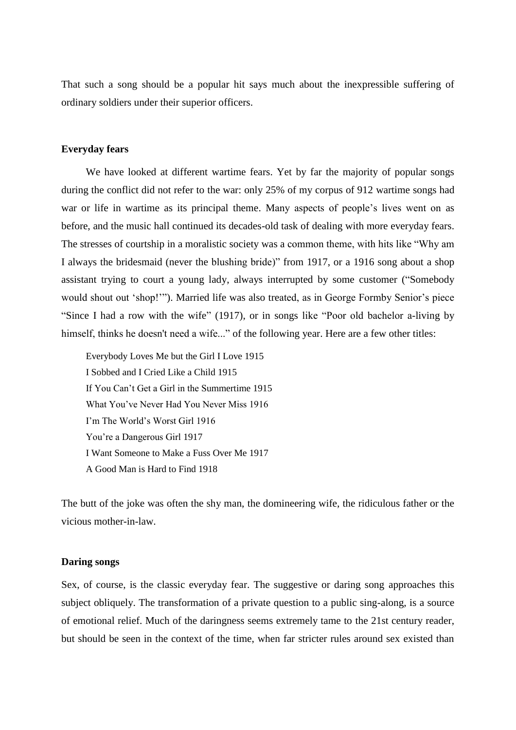That such a song should be a popular hit says much about the inexpressible suffering of ordinary soldiers under their superior officers.

**Everyday fears**

We have looked at different wartime fears. Yet by far the majority of popular songs during the conflict did not refer to the war: only 25% of my corpus of 912 wartime songs had war or life in wartime as its principal theme. Many aspects of people's lives went on as before, and the music hall continued its decades-old task of dealing with more everyday fears. The stresses of courtship in a moralistic society was a common theme, with hits like "Why am I always the bridesmaid (never the blushing bride)" from 1917, or a 1916 song about a shop assistant trying to court a young lady, always interrupted by some customer ("Somebody would shout out 'shop!'"). Married life was also treated, as in George Formby Senior's piece "Since I had a row with the wife" (1917), or in songs like "Poor old bachelor a-living by himself, thinks he doesn't need a wife..." of the following year. Here are a few other titles:

Everybody Loves Me but the Girl I Love 1915
I Sobbed and I Cried Like a Child 1915
If You Can't Get a Girl in the Summertime 1915
What You've Never Had You Never Miss 1916
I'm The World's Worst Girl 1916
You're a Dangerous Girl 1917
I Want Someone to Make a Fuss Over Me 1917
A Good Man is Hard to Find 1918

The butt of the joke was often the shy man, the domineering wife, the ridiculous father or the vicious mother-in-law.

**Daring songs**

Sex, of course, is the classic everyday fear. The suggestive or daring song approaches this subject obliquely. The transformation of a private question to a public sing-along, is a source of emotional relief. Much of the daringness seems extremely tame to the 21st century reader, but should be seen in the context of the time, when far stricter rules around sex existed than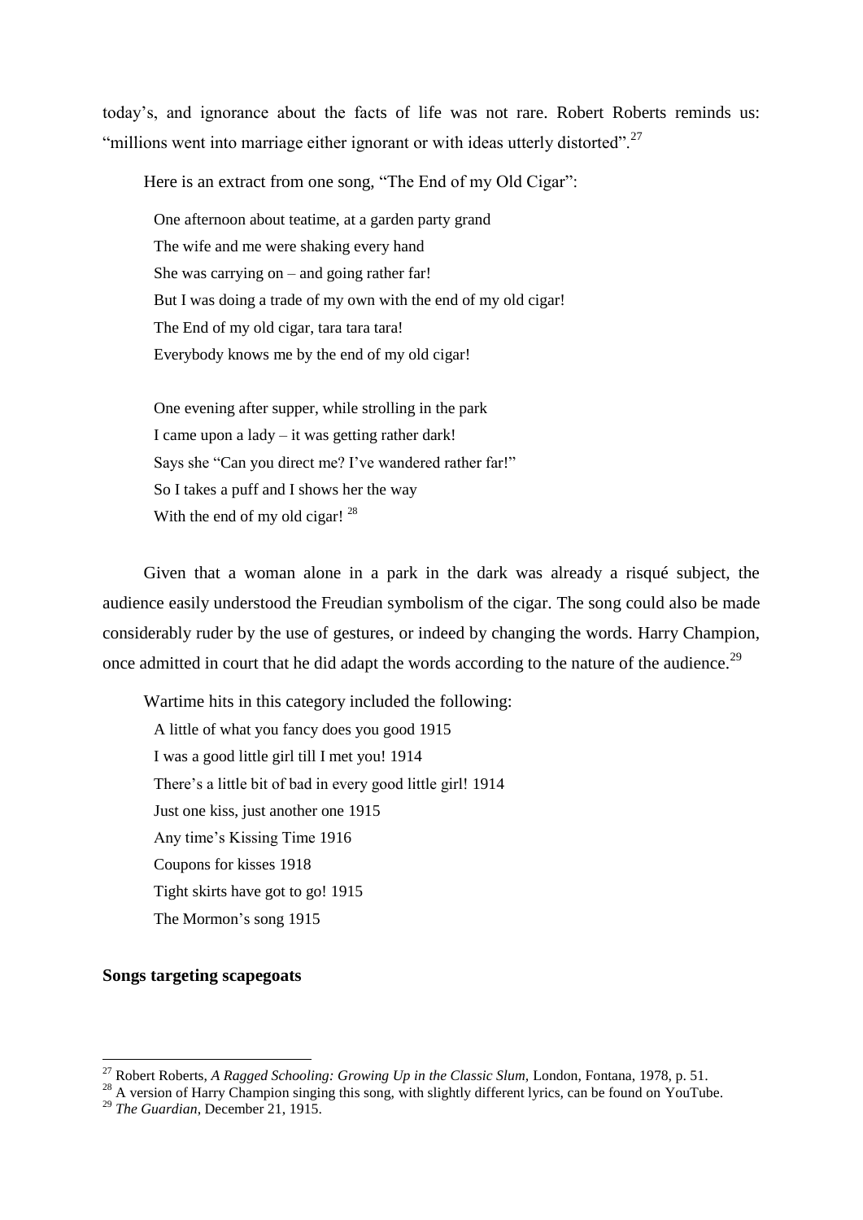today's, and ignorance about the facts of life was not rare. Robert Roberts reminds us: "millions went into marriage either ignorant or with ideas utterly distorted".[27]

Here is an extract from one song, "The End of my Old Cigar":

> One afternoon about teatime, at a garden party grand
> The wife and me were shaking every hand
> She was carrying on – and going rather far!
> But I was doing a trade of my own with the end of my old cigar!
> The End of my old cigar, tara tara tara!
> Everybody knows me by the end of my old cigar!
>
> One evening after supper, while strolling in the park
> I came upon a lady – it was getting rather dark!
> Says she "Can you direct me? I've wandered rather far!"
> So I takes a puff and I shows her the way
> With the end of my old cigar! [28]

Given that a woman alone in a park in the dark was already a risqué subject, the audience easily understood the Freudian symbolism of the cigar. The song could also be made considerably ruder by the use of gestures, or indeed by changing the words. Harry Champion, once admitted in court that he did adapt the words according to the nature of the audience.[29]

Wartime hits in this category included the following:

- A little of what you fancy does you good 1915
- I was a good little girl till I met you! 1914
- There's a little bit of bad in every good little girl! 1914
- Just one kiss, just another one 1915
- Any time's Kissing Time 1916
- Coupons for kisses 1918
- Tight skirts have got to go! 1915
- The Mormon's song 1915

**Songs targeting scapegoats**

---

[27] Robert Roberts, *A Ragged Schooling: Growing Up in the Classic Slum,* London, Fontana, 1978, p. 51.

[28] A version of Harry Champion singing this song, with slightly different lyrics, can be found on YouTube.

[29] *The Guardian,* December 21, 1915.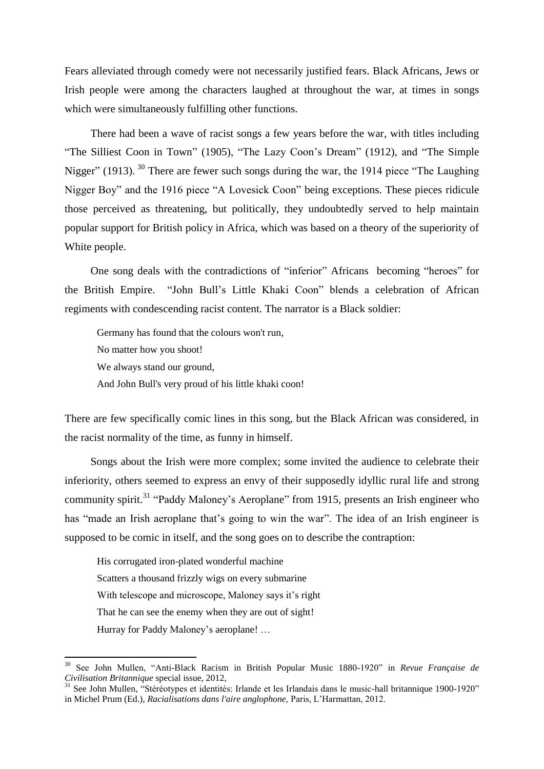Fears alleviated through comedy were not necessarily justified fears. Black Africans, Jews or Irish people were among the characters laughed at throughout the war, at times in songs which were simultaneously fulfilling other functions.

There had been a wave of racist songs a few years before the war, with titles including "The Silliest Coon in Town" (1905), "The Lazy Coon's Dream" (1912), and "The Simple Nigger" (1913). [30] There are fewer such songs during the war, the 1914 piece "The Laughing Nigger Boy" and the 1916 piece "A Lovesick Coon" being exceptions. These pieces ridicule those perceived as threatening, but politically, they undoubtedly served to help maintain popular support for British policy in Africa, which was based on a theory of the superiority of White people.

One song deals with the contradictions of "inferior" Africans becoming "heroes" for the British Empire. "John Bull's Little Khaki Coon" blends a celebration of African regiments with condescending racist content. The narrator is a Black soldier:

> Germany has found that the colours won't run,
> No matter how you shoot!
> We always stand our ground,
> And John Bull's very proud of his little khaki coon!

There are few specifically comic lines in this song, but the Black African was considered, in the racist normality of the time, as funny in himself.

Songs about the Irish were more complex; some invited the audience to celebrate their inferiority, others seemed to express an envy of their supposedly idyllic rural life and strong community spirit.[31] "Paddy Maloney's Aeroplane" from 1915, presents an Irish engineer who has "made an Irish aeroplane that's going to win the war". The idea of an Irish engineer is supposed to be comic in itself, and the song goes on to describe the contraption:

> His corrugated iron-plated wonderful machine
> Scatters a thousand frizzly wigs on every submarine
> With telescope and microscope, Maloney says it's right
> That he can see the enemy when they are out of sight!
> Hurray for Paddy Maloney's aeroplane! …

---

[30] See John Mullen, "Anti-Black Racism in British Popular Music 1880-1920" in *Revue Française de Civilisation Britannique* special issue, 2012,

[31] See John Mullen, "Stéréotypes et identités: Irlande et les Irlandais dans le music-hall britannique 1900-1920" in Michel Prum (Ed.), *Racialisations dans l'aire anglophone,* Paris, L'Harmattan, 2012.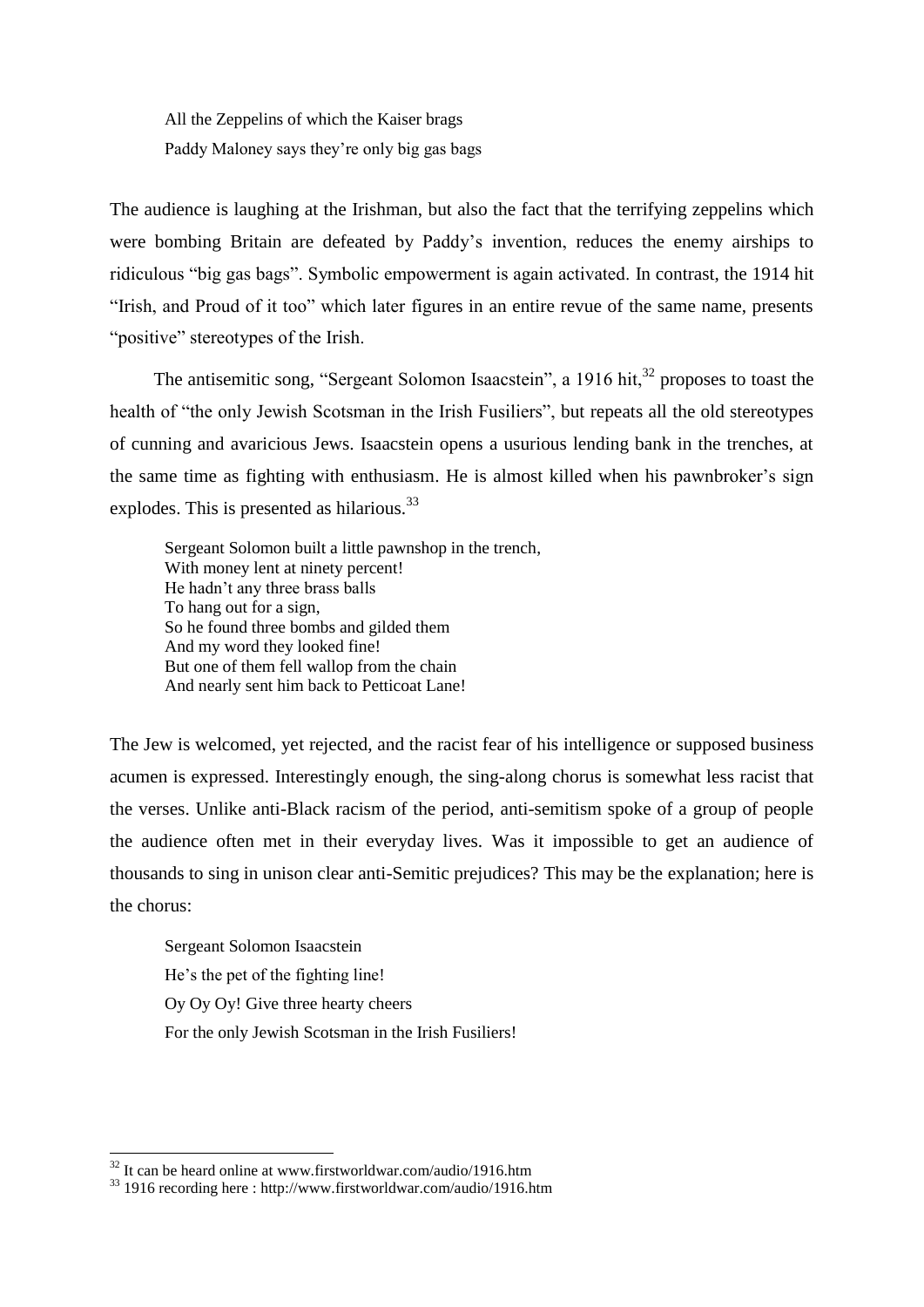> All the Zeppelins of which the Kaiser brags
> Paddy Maloney says they're only big gas bags

The audience is laughing at the Irishman, but also the fact that the terrifying zeppelins which were bombing Britain are defeated by Paddy's invention, reduces the enemy airships to ridiculous "big gas bags". Symbolic empowerment is again activated. In contrast, the 1914 hit "Irish, and Proud of it too" which later figures in an entire revue of the same name, presents "positive" stereotypes of the Irish.

The antisemitic song, "Sergeant Solomon Isaacstein", a 1916 hit,[32] proposes to toast the health of "the only Jewish Scotsman in the Irish Fusiliers", but repeats all the old stereotypes of cunning and avaricious Jews. Isaacstein opens a usurious lending bank in the trenches, at the same time as fighting with enthusiasm. He is almost killed when his pawnbroker's sign explodes. This is presented as hilarious.[33]

> Sergeant Solomon built a little pawnshop in the trench,
> With money lent at ninety percent!
> He hadn't any three brass balls
> To hang out for a sign,
> So he found three bombs and gilded them
> And my word they looked fine!
> But one of them fell wallop from the chain
> And nearly sent him back to Petticoat Lane!

The Jew is welcomed, yet rejected, and the racist fear of his intelligence or supposed business acumen is expressed. Interestingly enough, the sing-along chorus is somewhat less racist that the verses. Unlike anti-Black racism of the period, anti-semitism spoke of a group of people the audience often met in their everyday lives. Was it impossible to get an audience of thousands to sing in unison clear anti-Semitic prejudices? This may be the explanation; here is the chorus:

> Sergeant Solomon Isaacstein
> He's the pet of the fighting line!
> Oy Oy Oy! Give three hearty cheers
> For the only Jewish Scotsman in the Irish Fusiliers!

---

[32] It can be heard online at www.firstworldwar.com/audio/1916.htm

[33] 1916 recording here : http://www.firstworldwar.com/audio/1916.htm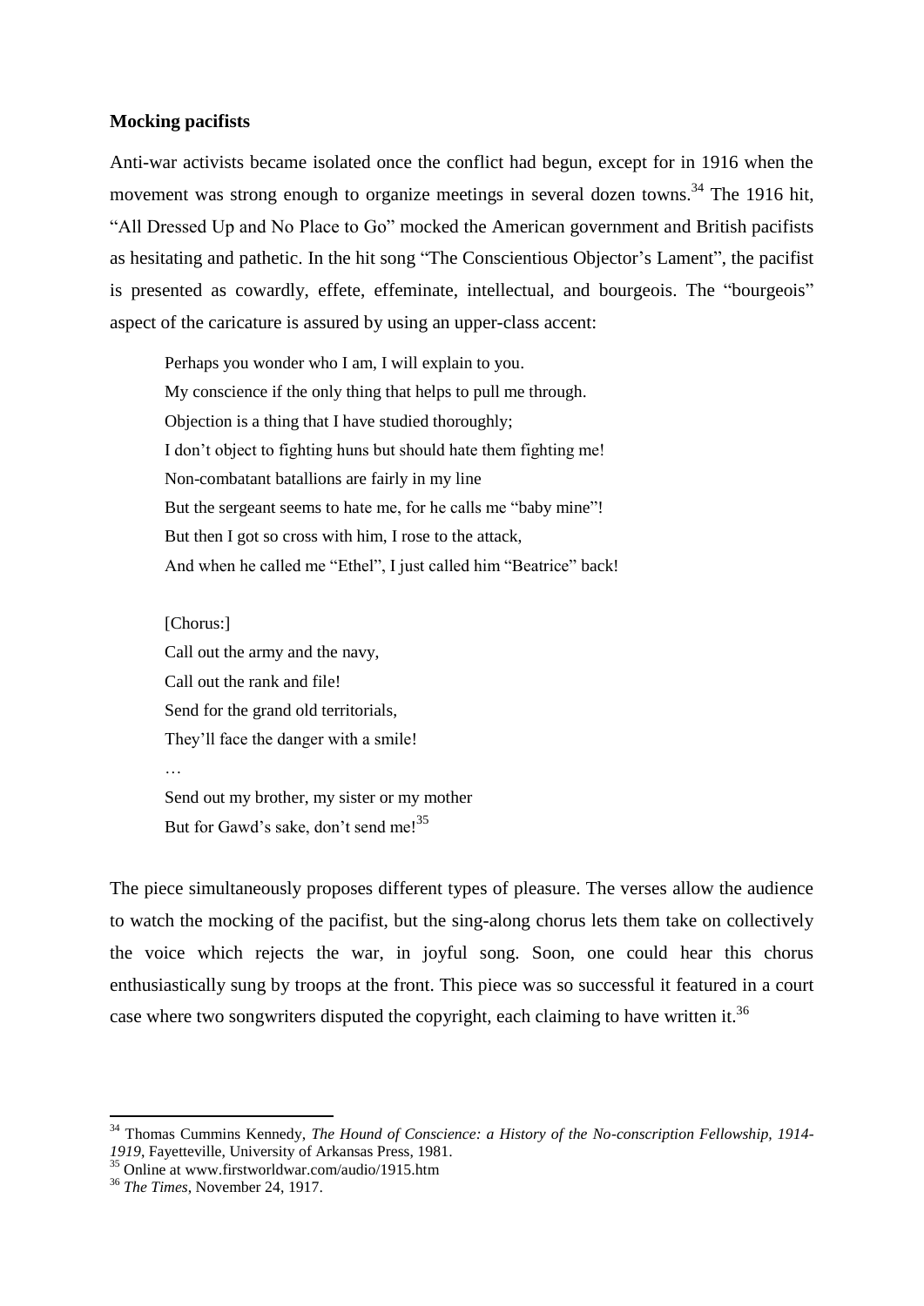**Mocking pacifists**

Anti-war activists became isolated once the conflict had begun, except for in 1916 when the movement was strong enough to organize meetings in several dozen towns.[34] The 1916 hit, "All Dressed Up and No Place to Go" mocked the American government and British pacifists as hesitating and pathetic. In the hit song "The Conscientious Objector's Lament", the pacifist is presented as cowardly, effete, effeminate, intellectual, and bourgeois. The "bourgeois" aspect of the caricature is assured by using an upper-class accent:

> Perhaps you wonder who I am, I will explain to you.
> My conscience if the only thing that helps to pull me through.
> Objection is a thing that I have studied thoroughly;
> I don't object to fighting huns but should hate them fighting me!
> Non-combatant batallions are fairly in my line
> But the sergeant seems to hate me, for he calls me "baby mine"!
> But then I got so cross with him, I rose to the attack,
> And when he called me "Ethel", I just called him "Beatrice" back!
>
> [Chorus:]
> Call out the army and the navy,
> Call out the rank and file!
> Send for the grand old territorials,
> They'll face the danger with a smile!
> …
> Send out my brother, my sister or my mother
> But for Gawd's sake, don't send me![35]

The piece simultaneously proposes different types of pleasure. The verses allow the audience to watch the mocking of the pacifist, but the sing-along chorus lets them take on collectively the voice which rejects the war, in joyful song. Soon, one could hear this chorus enthusiastically sung by troops at the front. This piece was so successful it featured in a court case where two songwriters disputed the copyright, each claiming to have written it.[36]

---

[34] Thomas Cummins Kennedy, *The Hound of Conscience: a History of the No-conscription Fellowship, 1914-1919*, Fayetteville, University of Arkansas Press, 1981.

[35] Online at www.firstworldwar.com/audio/1915.htm

[36] *The Times*, November 24, 1917.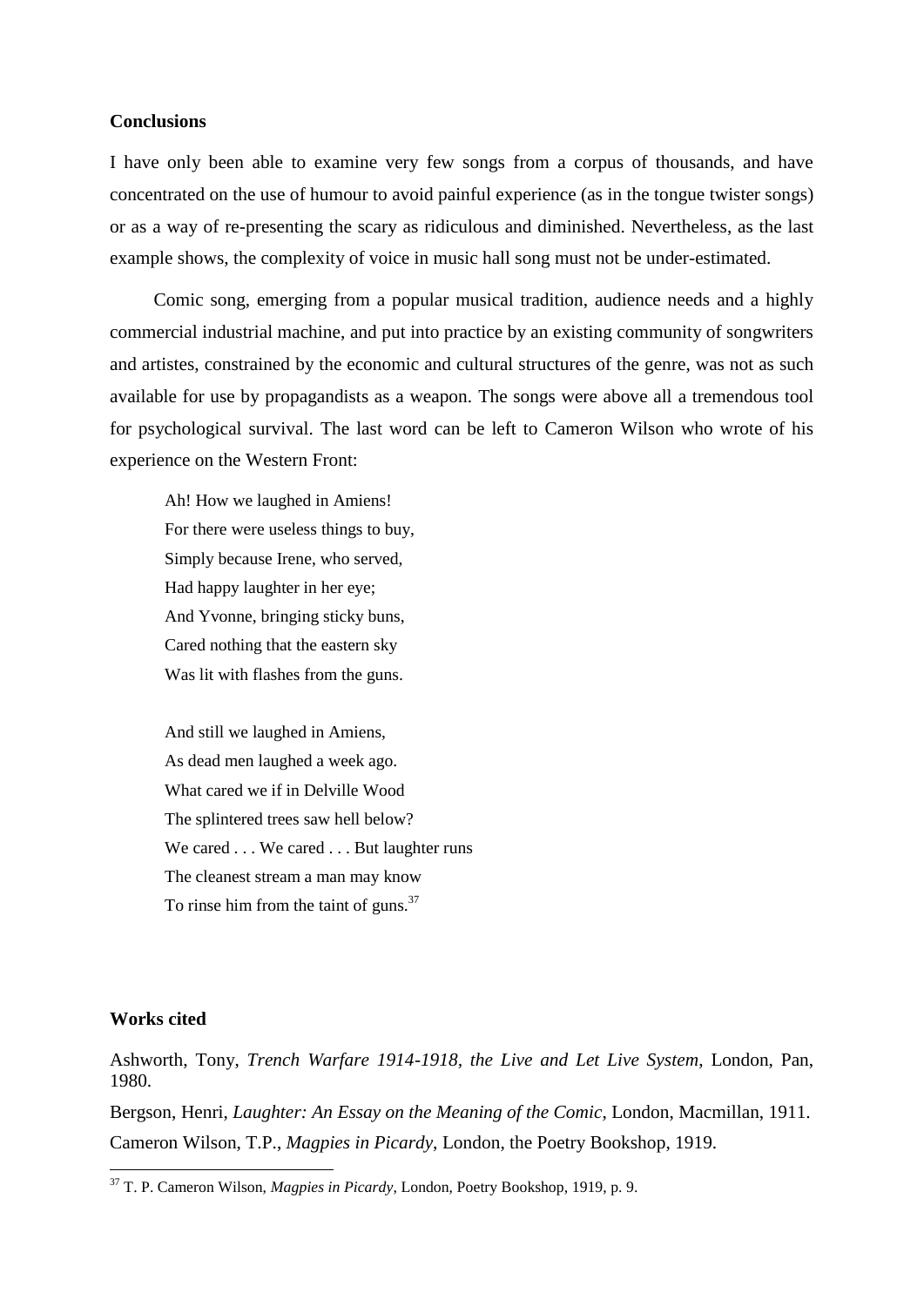**Conclusions**

I have only been able to examine very few songs from a corpus of thousands, and have concentrated on the use of humour to avoid painful experience (as in the tongue twister songs) or as a way of re-presenting the scary as ridiculous and diminished. Nevertheless, as the last example shows, the complexity of voice in music hall song must not be under-estimated.

Comic song, emerging from a popular musical tradition, audience needs and a highly commercial industrial machine, and put into practice by an existing community of songwriters and artistes, constrained by the economic and cultural structures of the genre, was not as such available for use by propagandists as a weapon. The songs were above all a tremendous tool for psychological survival. The last word can be left to Cameron Wilson who wrote of his experience on the Western Front:

> Ah! How we laughed in Amiens!
> For there were useless things to buy,
> Simply because Irene, who served,
> Had happy laughter in her eye;
> And Yvonne, bringing sticky buns,
> Cared nothing that the eastern sky
> Was lit with flashes from the guns.
>
> And still we laughed in Amiens,
> As dead men laughed a week ago.
> What cared we if in Delville Wood
> The splintered trees saw hell below?
> We cared . . . We cared . . . But laughter runs
> The cleanest stream a man may know
> To rinse him from the taint of guns.[37]

**Works cited**

Ashworth, Tony, *Trench Warfare 1914-1918, the Live and Let Live System*, London, Pan, 1980.

Bergson, Henri, *Laughter: An Essay on the Meaning of the Comic*, London, Macmillan, 1911.

Cameron Wilson, T.P., *Magpies in Picardy*, London, the Poetry Bookshop, 1919.

[37] T. P. Cameron Wilson, *Magpies in Picardy*, London, Poetry Bookshop, 1919, p. 9.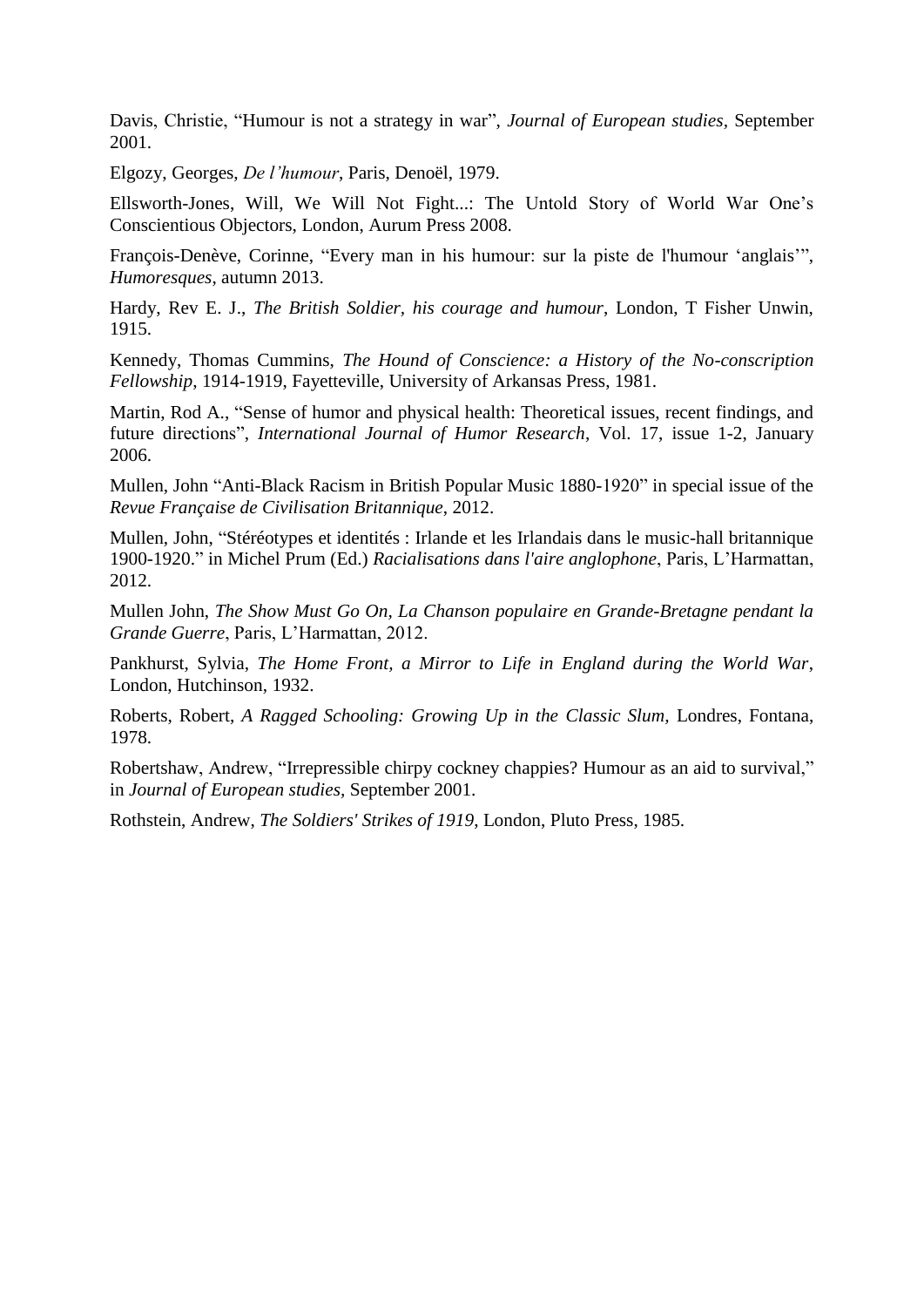Davis, Christie, “Humour is not a strategy in war”, *Journal of European studies*, September 2001.

Elgozy, Georges, *De l’humour*, Paris, Denoël, 1979.

Ellsworth-Jones, Will, We Will Not Fight...: The Untold Story of World War One’s Conscientious Objectors, London, Aurum Press 2008.

François-Denève, Corinne, “Every man in his humour: sur la piste de l'humour ‘anglais’”, *Humoresques*, autumn 2013.

Hardy, Rev E. J., *The British Soldier, his courage and humour*, London, T Fisher Unwin, 1915.

Kennedy, Thomas Cummins, *The Hound of Conscience: a History of the No-conscription Fellowship*, 1914-1919, Fayetteville, University of Arkansas Press, 1981.

Martin, Rod A., “Sense of humor and physical health: Theoretical issues, recent findings, and future directions”, *International Journal of Humor Research*, Vol. 17, issue 1-2, January 2006.

Mullen, John “Anti-Black Racism in British Popular Music 1880-1920” in special issue of the *Revue Française de Civilisation Britannique*, 2012.

Mullen, John, “Stéréotypes et identités : Irlande et les Irlandais dans le music-hall britannique 1900-1920.” in Michel Prum (Ed.) *Racialisations dans l'aire anglophone*, Paris, L’Harmattan, 2012.

Mullen John, *The Show Must Go On, La Chanson populaire en Grande-Bretagne pendant la Grande Guerre*, Paris, L’Harmattan, 2012.

Pankhurst, Sylvia, *The Home Front, a Mirror to Life in England during the World War*, London, Hutchinson, 1932.

Roberts, Robert, *A Ragged Schooling: Growing Up in the Classic Slum*, Londres, Fontana, 1978.

Robertshaw, Andrew, “Irrepressible chirpy cockney chappies? Humour as an aid to survival,” in *Journal of European studies*, September 2001.

Rothstein, Andrew, *The Soldiers' Strikes of 1919*, London, Pluto Press, 1985.